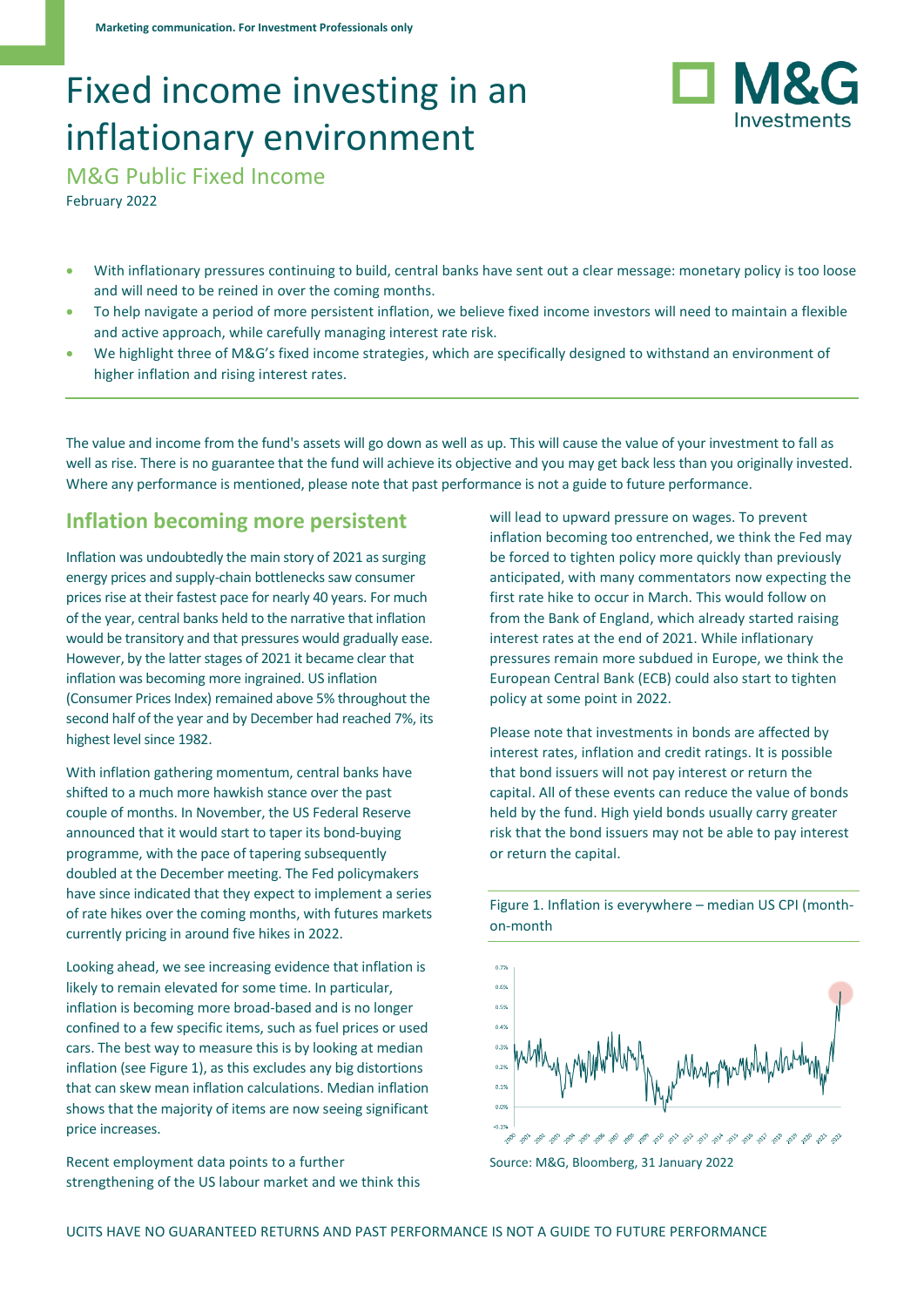Marketing communication. For Investment Professionals only

# Fixed income investing in an inflationary environment

## M&G Public Fixed Income

February 2022

- With inflationary pressures continuing to build, central banks have sent out a clear message: monetary policy is too loose and will need to be reined in over the coming months.
- To help navigate a period of more persistent inflation, we believe fixed income investors will need to maintain a flexible and active approach, while carefully managing interest rate risk.
- We highlight three of M&G's fixed income strategies, which are specifically designed to withstand an environment of higher inflation and rising interest rates.

The value and income from the fund's assets will go down as well as up. This will cause the value of your investment to fall as well as rise. There is no guarantee that the fund will achieve its objective and you may get back less than you originally invested. Where any performance is mentioned, please note that past performance is not a guide to future performance.

## Inflation becoming more persistent

Inflation was undoubtedly the main story of 2021 as surging energy prices and supply-chain bottlenecks saw consumer prices rise at their fastest pace for nearly 40 years. For much of the year, central banks held to the narrative that inflation would be transitory and that pressures would gradually ease. However, by the latter stages of 2021 it became clear that inflation was becoming more ingrained. US inflation (Consumer Prices Index) remained above 5% throughout the second half of the year and by December had reached 7%, its highest level since 1982.

With inflation gathering momentum, central banks have shifted to a much more hawkish stance over the past couple of months. In November, the US Federal Reserve announced that it would start to taper its bond-buying programme, with the pace of tapering subsequently doubled at the December meeting. The Fed policymakers have since indicated that they expect to implement a series of rate hikes over the coming months, with futures markets currently pricing in around five hikes in 2022.

Looking ahead, we see increasing evidence that inflation is likely to remain elevated for some time. In particular, inflation is becoming more broad-based and is no longer confined to a few specific items, such as fuel prices or used cars. The best way to measure this is by looking at median inflation (see Figure 1), as this excludes any big distortions that can skew mean inflation calculations. Median inflation shows that the majority of items are now seeing significant price increases.

Recent employment data points to a further strengthening of the US labour market and we think this will lead to upward pressure on wages. To prevent inflation becoming too entrenched, we think the Fed may be forced to tighten policy more quickly than previously anticipated, with many commentators now expecting the first rate hike to occur in March. This would follow on from the Bank of England, which already started raising interest rates at the end of 2021. While inflationary pressures remain more subdued in Europe, we think the European Central Bank (ECB) could also start to tighten policy at some point in 2022.

Please note that investments in bonds are affected by interest rates, inflation and credit ratings. It is possible that bond issuers will not pay interest or return the capital. All of these events can reduce the value of bonds held by the fund. High yield bonds usually carry greater risk that the bond issuers may not be able to pay interest or return the capital.

Figure 1. Inflation is everywhere – median US CPI (month-on-month

Source: M&G, Bloomberg, 31 January 2022

UCITS HAVE NO GUARANTEED RETURNS AND PAST PERFORMANCE IS NOT A GUIDE TO FUTURE PERFORMANCE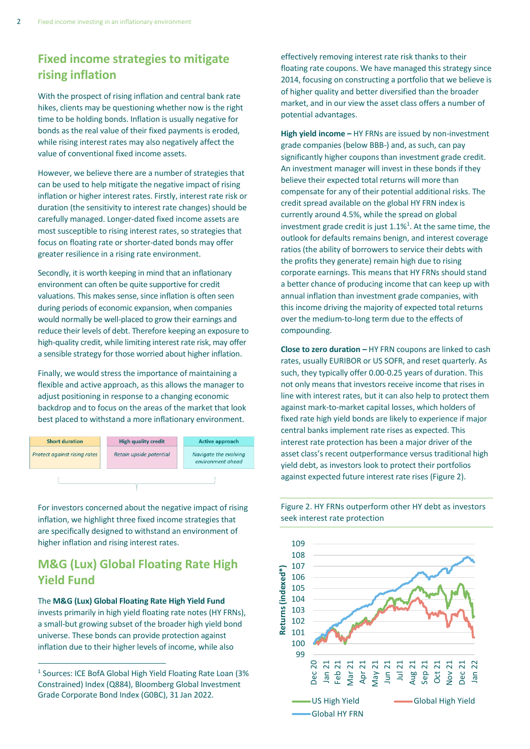## Fixed income strategies to mitigate rising inflation

With the prospect of rising inflation and central bank rate hikes, clients may be questioning whether now is the right time to be holding bonds. Inflation is usually negative for bonds as the real value of their fixed payments is eroded, while rising interest rates may also negatively affect the value of conventional fixed income assets.

However, we believe there are a number of strategies that can be used to help mitigate the negative impact of rising inflation or higher interest rates. Firstly, interest rate risk or duration (the sensitivity to interest rate changes) should be carefully managed. Longer-dated fixed income assets are most susceptible to rising interest rates, so strategies that focus on floating rate or shorter-dated bonds may offer greater resilience in a rising rate environment.

Secondly, it is worth keeping in mind that an inflationary environment can often be quite supportive for credit valuations. This makes sense, since inflation is often seen during periods of economic expansion, when companies would normally be well-placed to grow their earnings and reduce their levels of debt. Therefore keeping an exposure to high-quality credit, while limiting interest rate risk, may offer a sensible strategy for those worried about higher inflation.

Finally, we would stress the importance of maintaining a flexible and active approach, as this allows the manager to adjust positioning in response to a changing economic backdrop and to focus on the areas of the market that look best placed to withstand a more inflationary environment.

| Short duration | High quality credit | Active approach |
|---|---|---|
| *Protect against rising rates* | *Retain upside potential* | *Navigate the evolving environment ahead* |

For investors concerned about the negative impact of rising inflation, we highlight three fixed income strategies that are specifically designed to withstand an environment of higher inflation and rising interest rates.

## M&G (Lux) Global Floating Rate High Yield Fund

The **M&G (Lux) Global Floating Rate High Yield Fund** invests primarily in high yield floating rate notes (HY FRNs), a small-but growing subset of the broader high yield bond universe. These bonds can provide protection against inflation due to their higher levels of income, while also effectively removing interest rate risk thanks to their floating rate coupons. We have managed this strategy since 2014, focusing on constructing a portfolio that we believe is of higher quality and better diversified than the broader market, and in our view the asset class offers a number of potential advantages.

**High yield income –** HY FRNs are issued by non-investment grade companies (below BBB-) and, as such, can pay significantly higher coupons than investment grade credit. An investment manager will invest in these bonds if they believe their expected total returns will more than compensate for any of their potential additional risks. The credit spread available on the global HY FRN index is currently around 4.5%, while the spread on global investment grade credit is just 1.1%[1]. At the same time, the outlook for defaults remains benign, and interest coverage ratios (the ability of borrowers to service their debts with the profits they generate) remain high due to rising corporate earnings. This means that HY FRNs should stand a better chance of producing income that can keep up with annual inflation than investment grade companies, with this income driving the majority of expected total returns over the medium-to-long term due to the effects of compounding.

**Close to zero duration –** HY FRN coupons are linked to cash rates, usually EURIBOR or US SOFR, and reset quarterly. As such, they typically offer 0.00-0.25 years of duration. This not only means that investors receive income that rises in line with interest rates, but it can also help to protect them against mark-to-market capital losses, which holders of fixed rate high yield bonds are likely to experience if major central banks implement rate rises as expected. This interest rate protection has been a major driver of the asset class's recent outperformance versus traditional high yield debt, as investors look to protect their portfolios against expected future interest rate rises (Figure 2).

Figure 2. HY FRNs outperform other HY debt as investors seek interest rate protection

[1] Sources: ICE BofA Global High Yield Floating Rate Loan (3% Constrained) Index (Q884), Bloomberg Global Investment Grade Corporate Bond Index (G0BC), 31 Jan 2022.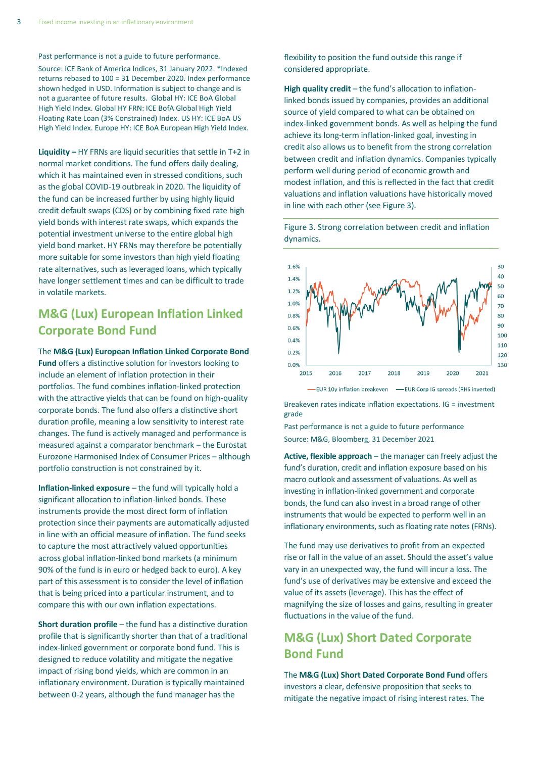Past performance is not a guide to future performance.

Source: ICE Bank of America Indices, 31 January 2022. *Indexed returns rebased to 100 = 31 December 2020. Index performance shown hedged in USD. Information is subject to change and is not a guarantee of future results. Global HY: ICE BoA Global High Yield Index. Global HY FRN: ICE BofA Global High Yield Floating Rate Loan (3% Constrained) Index. US HY: ICE BoA US High Yield Index. Europe HY: ICE BoA European High Yield Index.

**Liquidity –** HY FRNs are liquid securities that settle in T+2 in normal market conditions. The fund offers daily dealing, which it has maintained even in stressed conditions, such as the global COVID-19 outbreak in 2020. The liquidity of the fund can be increased further by using highly liquid credit default swaps (CDS) or by combining fixed rate high yield bonds with interest rate swaps, which expands the potential investment universe to the entire global high yield bond market. HY FRNs may therefore be potentially more suitable for some investors than high yield floating rate alternatives, such as leveraged loans, which typically have longer settlement times and can be difficult to trade in volatile markets.

## M&G (Lux) European Inflation Linked Corporate Bond Fund

The **M&G (Lux) European Inflation Linked Corporate Bond Fund** offers a distinctive solution for investors looking to include an element of inflation protection in their portfolios. The fund combines inflation-linked protection with the attractive yields that can be found on high-quality corporate bonds. The fund also offers a distinctive short duration profile, meaning a low sensitivity to interest rate changes. The fund is actively managed and performance is measured against a comparator benchmark – the Eurostat Eurozone Harmonised Index of Consumer Prices – although portfolio construction is not constrained by it.

**Inflation-linked exposure** – the fund will typically hold a significant allocation to inflation-linked bonds. These instruments provide the most direct form of inflation protection since their payments are automatically adjusted in line with an official measure of inflation. The fund seeks to capture the most attractively valued opportunities across global inflation-linked bond markets (a minimum 90% of the fund is in euro or hedged back to euro). A key part of this assessment is to consider the level of inflation that is being priced into a particular instrument, and to compare this with our own inflation expectations.

**Short duration profile** – the fund has a distinctive duration profile that is significantly shorter than that of a traditional index-linked government or corporate bond fund. This is designed to reduce volatility and mitigate the negative impact of rising bond yields, which are common in an inflationary environment. Duration is typically maintained between 0-2 years, although the fund manager has the flexibility to position the fund outside this range if considered appropriate.

**High quality credit** – the fund's allocation to inflation-linked bonds issued by companies, provides an additional source of yield compared to what can be obtained on index-linked government bonds. As well as helping the fund achieve its long-term inflation-linked goal, investing in credit also allows us to benefit from the strong correlation between credit and inflation dynamics. Companies typically perform well during period of economic growth and modest inflation, and this is reflected in the fact that credit valuations and inflation valuations have historically moved in line with each other (see Figure 3).

Figure 3. Strong correlation between credit and inflation dynamics.

Breakeven rates indicate inflation expectations. IG = investment grade

Past performance is not a guide to future performance

Source: M&G, Bloomberg, 31 December 2021

**Active, flexible approach** – the manager can freely adjust the fund's duration, credit and inflation exposure based on his macro outlook and assessment of valuations. As well as investing in inflation-linked government and corporate bonds, the fund can also invest in a broad range of other instruments that would be expected to perform well in an inflationary environments, such as floating rate notes (FRNs).

The fund may use derivatives to profit from an expected rise or fall in the value of an asset. Should the asset's value vary in an unexpected way, the fund will incur a loss. The fund's use of derivatives may be extensive and exceed the value of its assets (leverage). This has the effect of magnifying the size of losses and gains, resulting in greater fluctuations in the value of the fund.

## M&G (Lux) Short Dated Corporate Bond Fund

The **M&G (Lux) Short Dated Corporate Bond Fund** offers investors a clear, defensive proposition that seeks to mitigate the negative impact of rising interest rates. The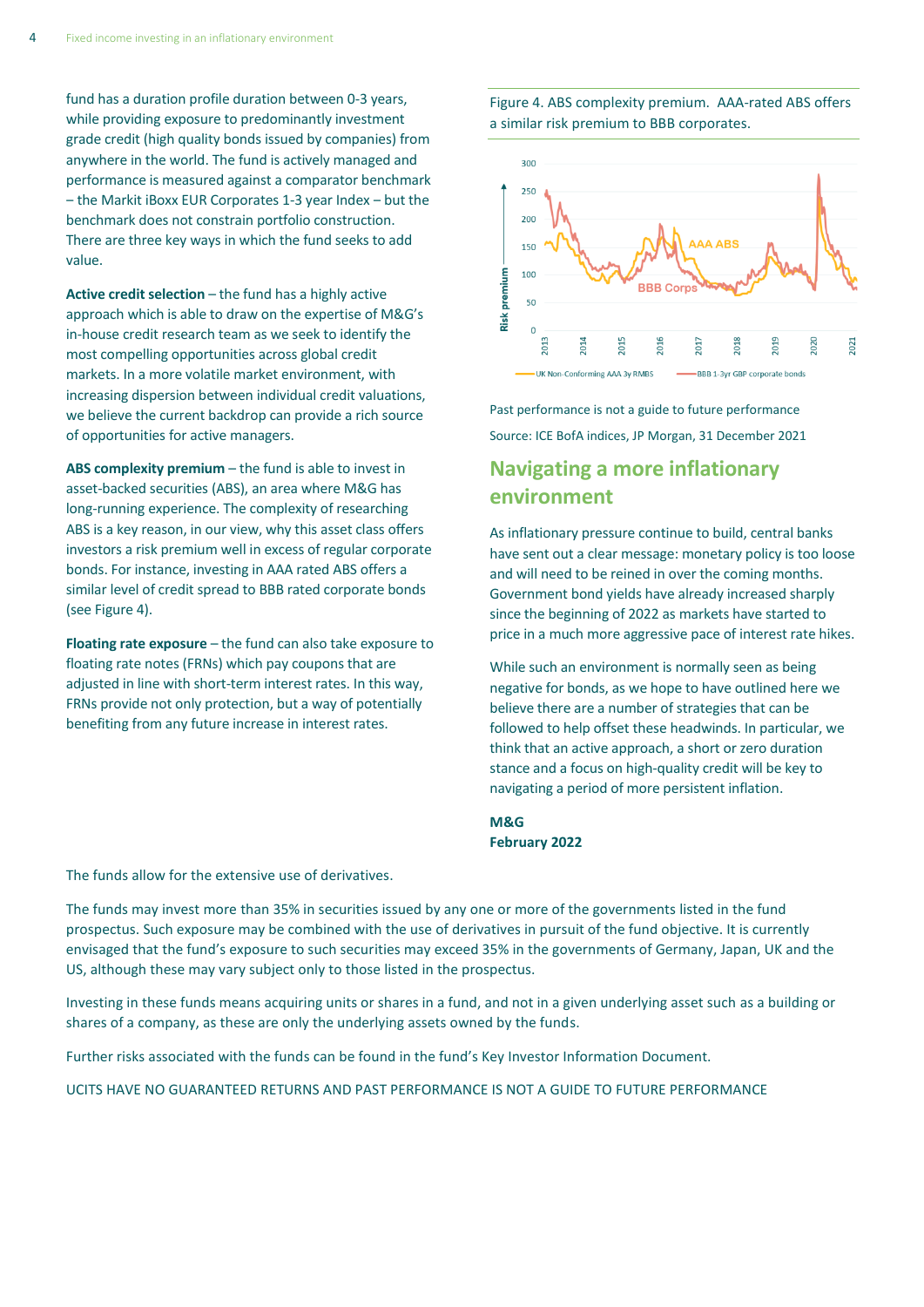fund has a duration profile duration between 0-3 years, while providing exposure to predominantly investment grade credit (high quality bonds issued by companies) from anywhere in the world. The fund is actively managed and performance is measured against a comparator benchmark – the Markit iBoxx EUR Corporates 1-3 year Index – but the benchmark does not constrain portfolio construction. There are three key ways in which the fund seeks to add value.

**Active credit selection** – the fund has a highly active approach which is able to draw on the expertise of M&G's in-house credit research team as we seek to identify the most compelling opportunities across global credit markets. In a more volatile market environment, with increasing dispersion between individual credit valuations, we believe the current backdrop can provide a rich source of opportunities for active managers.

**ABS complexity premium** – the fund is able to invest in asset-backed securities (ABS), an area where M&G has long-running experience. The complexity of researching ABS is a key reason, in our view, why this asset class offers investors a risk premium well in excess of regular corporate bonds. For instance, investing in AAA rated ABS offers a similar level of credit spread to BBB rated corporate bonds (see Figure 4).

**Floating rate exposure** – the fund can also take exposure to floating rate notes (FRNs) which pay coupons that are adjusted in line with short-term interest rates. In this way, FRNs provide not only protection, but a way of potentially benefiting from any future increase in interest rates.

Figure 4. ABS complexity premium. AAA-rated ABS offers a similar risk premium to BBB corporates.

Past performance is not a guide to future performance

Source: ICE BofA indices, JP Morgan, 31 December 2021

## Navigating a more inflationary environment

As inflationary pressure continue to build, central banks have sent out a clear message: monetary policy is too loose and will need to be reined in over the coming months. Government bond yields have already increased sharply since the beginning of 2022 as markets have started to price in a much more aggressive pace of interest rate hikes.

While such an environment is normally seen as being negative for bonds, as we hope to have outlined here we believe there are a number of strategies that can be followed to help offset these headwinds. In particular, we think that an active approach, a short or zero duration stance and a focus on high-quality credit will be key to navigating a period of more persistent inflation.

**M&G**
**February 2022**

The funds allow for the extensive use of derivatives.

The funds may invest more than 35% in securities issued by any one or more of the governments listed in the fund prospectus. Such exposure may be combined with the use of derivatives in pursuit of the fund objective. It is currently envisaged that the fund's exposure to such securities may exceed 35% in the governments of Germany, Japan, UK and the US, although these may vary subject only to those listed in the prospectus.

Investing in these funds means acquiring units or shares in a fund, and not in a given underlying asset such as a building or shares of a company, as these are only the underlying assets owned by the funds.

Further risks associated with the funds can be found in the fund's Key Investor Information Document.

UCITS HAVE NO GUARANTEED RETURNS AND PAST PERFORMANCE IS NOT A GUIDE TO FUTURE PERFORMANCE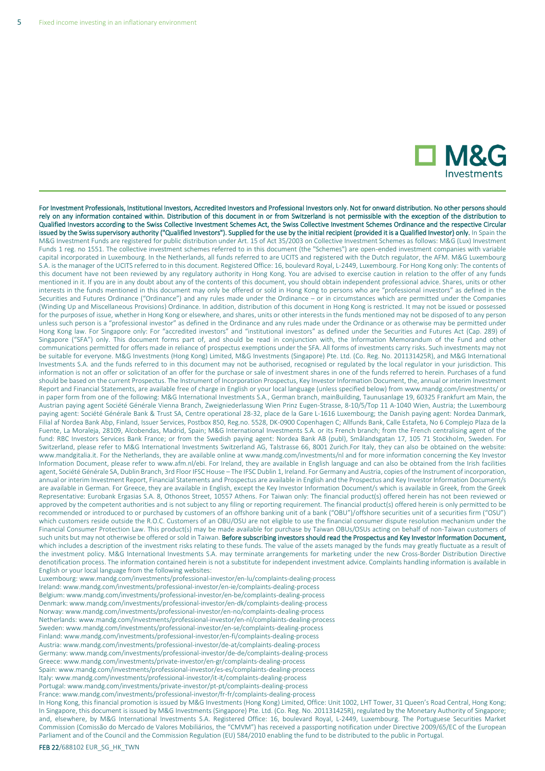**For Investment Professionals, Institutional Investors, Accredited Investors and Professional Investors only. Not for onward distribution. No other persons should rely on any information contained within. Distribution of this document in or from Switzerland is not permissible with the exception of the distribution to Qualified Investors according to the Swiss Collective Investment Schemes Act, the Swiss Collective Investment Schemes Ordinance and the respective Circular issued by the Swiss supervisory authority ("Qualified Investors"). Supplied for the use by the initial recipient (provided it is a Qualified Investor) only.** In Spain the M&G Investment Funds are registered for public distribution under Art. 15 of Act 35/2003 on Collective Investment Schemes as follows: M&G (Lux) Investment Funds 1 reg. no 1551. The collective investment schemes referred to in this document (the "Schemes") are open-ended investment companies with variable capital incorporated in Luxembourg. In the Netherlands, all funds referred to are UCITS and registered with the Dutch regulator, the AFM. M&G Luxembourg S.A. is the manager of the UCITS referred to in this document. Registered Office: 16, boulevard Royal, L-2449, Luxembourg. For Hong Kong only: The contents of this document have not been reviewed by any regulatory authority in Hong Kong. You are advised to exercise caution in relation to the offer of any funds mentioned in it. If you are in any doubt about any of the contents of this document, you should obtain independent professional advice. Shares, units or other interests in the funds mentioned in this document may only be offered or sold in Hong Kong to persons who are "professional investors" as defined in the Securities and Futures Ordinance ("Ordinance") and any rules made under the Ordinance – or in circumstances which are permitted under the Companies (Winding Up and Miscellaneous Provisions) Ordinance. In addition, distribution of this document in Hong Kong is restricted. It may not be issued or possessed for the purposes of issue, whether in Hong Kong or elsewhere, and shares, units or other interests in the funds mentioned may not be disposed of to any person unless such person is a "professional investor" as defined in the Ordinance and any rules made under the Ordinance or as otherwise may be permitted under Hong Kong law. For Singapore only: For "accredited investors" and "institutional investors" as defined under the Securities and Futures Act (Cap. 289) of Singapore ("SFA") only. This document forms part of, and should be read in conjunction with, the Information Memorandum of the Fund and other communications permitted for offers made in reliance of prospectus exemptions under the SFA. All forms of investments carry risks. Such investments may not be suitable for everyone. M&G Investments (Hong Kong) Limited, M&G Investments (Singapore) Pte. Ltd. (Co. Reg. No. 201131425R), and M&G International Investments S.A. and the funds referred to in this document may not be authorised, recognised or regulated by the local regulator in your jurisdiction. This information is not an offer or solicitation of an offer for the purchase or sale of investment shares in one of the funds referred to herein. Purchases of a fund should be based on the current Prospectus. The Instrument of Incorporation Prospectus, Key Investor Information Document, the, annual or interim Investment Report and Financial Statements, are available free of charge in English or your local language (unless specified below) from www.mandg.com/investments/ or in paper form from one of the following: M&G International Investments S.A., German branch, mainBuilding, Taunusanlage 19, 60325 Frankfurt am Main, the Austrian paying agent Société Générale Vienna Branch, Zweigniederlassung Wien Prinz Eugen-Strasse, 8-10/5/Top 11 A-1040 Wien, Austria; the Luxembourg paying agent: Société Générale Bank & Trust SA, Centre operational 28-32, place de la Gare L-1616 Luxembourg; the Danish paying agent: Nordea Danmark, Filial af Nordea Bank Abp, Finland, Issuer Services, Postbox 850, Reg.no. 5528, DK-0900 Copenhagen C; Allfunds Bank, Calle Estafeta, No 6 Complejo Plaza de la Fuente, La Moraleja, 28109, Alcobendas, Madrid, Spain; M&G International Investments S.A. or its French branch; from the French centralising agent of the fund: RBC Investors Services Bank France; or from the Swedish paying agent: Nordea Bank AB (publ), Smålandsgatan 17, 105 71 Stockholm, Sweden. For Switzerland, please refer to M&G International Investments Switzerland AG, Talstrasse 66, 8001 Zurich.For Italy, they can also be obtained on the website: www.mandgitalia.it. For the Netherlands, they are available online at www.mandg.com/investments/nl and for more information concerning the Key Investor Information Document, please refer to www.afm.nl/ebi. For Ireland, they are available in English language and can also be obtained from the Irish facilities agent, Société Générale SA, Dublin Branch, 3rd Floor IFSC House – The IFSC Dublin 1, Ireland. For Germany and Austria, copies of the Instrument of incorporation, annual or interim Investment Report, Financial Statements and Prospectus are available in English and the Prospectus and Key Investor Information Document/s are available in German. For Greece, they are available in English, except the Key Investor Information Document/s which is available in Greek, from the Greek Representative: Eurobank Ergasias S.A. 8, Othonos Street, 10557 Athens. For Taiwan only: The financial product(s) offered herein has not been reviewed or approved by the competent authorities and is not subject to any filing or reporting requirement. The financial product(s) offered herein is only permitted to be recommended or introduced to or purchased by customers of an offshore banking unit of a bank ("OBU")/offshore securities unit of a securities firm ("OSU") which customers reside outside the R.O.C. Customers of an OBU/OSU are not eligible to use the financial consumer dispute resolution mechanism under the Financial Consumer Protection Law. This product(s) may be made available for purchase by Taiwan OBUs/OSUs acting on behalf of non-Taiwan customers of such units but may not otherwise be offered or sold in Taiwan. **Before subscribing investors should read the Prospectus and Key Investor Information Document,** which includes a description of the investment risks relating to these funds. The value of the assets managed by the funds may greatly fluctuate as a result of the investment policy. M&G International Investments S.A. may terminate arrangements for marketing under the new Cross-Border Distribution Directive denotification process. The information contained herein is not a substitute for independent investment advice. Complaints handling information is available in English or your local language from the following websites:

Luxembourg: www.mandg.com/investments/professional-investor/en-lu/complaints-dealing-process
Ireland: www.mandg.com/investments/professional-investor/en-ie/complaints-dealing-process
Belgium: www.mandg.com/investments/professional-investor/en-be/complaints-dealing-process
Denmark: www.mandg.com/investments/professional-investor/en-dk/complaints-dealing-process
Norway: www.mandg.com/investments/professional-investor/en-no/complaints-dealing-process
Netherlands: www.mandg.com/investments/professional-investor/en-nl/complaints-dealing-process
Sweden: www.mandg.com/investments/professional-investor/en-se/complaints-dealing-process
Finland: www.mandg.com/investments/professional-investor/en-fi/complaints-dealing-process
Austria: www.mandg.com/investments/professional-investor/de-at/complaints-dealing-process
Germany: www.mandg.com/investments/professional-investor/de-de/complaints-dealing-process
Greece: www.mandg.com/investments/private-investor/en-gr/complaints-dealing-process
Spain: www.mandg.com/investments/professional-investor/es-es/complaints-dealing-process
Italy: www.mandg.com/investments/professional-investor/it-it/complaints-dealing-process
Portugal: www.mandg.com/investments/private-investor/pt-pt/complaints-dealing-process
France: www.mandg.com/investments/professional-investor/fr-fr/complaints-dealing-process

In Hong Kong, this financial promotion is issued by M&G Investments (Hong Kong) Limited, Office: Unit 1002, LHT Tower, 31 Queen's Road Central, Hong Kong; In Singapore, this document is issued by M&G Investments (Singapore) Pte. Ltd. (Co. Reg. No. 201131425R), regulated by the Monetary Authority of Singapore; and, elsewhere, by M&G International Investments S.A. Registered Office: 16, boulevard Royal, L-2449, Luxembourg. The Portuguese Securities Market Commission (Comissão do Mercado de Valores Mobiliários, the "CMVM") has received a passporting notification under Directive 2009/65/EC of the European Parliament and of the Council and the Commission Regulation (EU) 584/2010 enabling the fund to be distributed to the public in Portugal.

**FEB 22**/688102 EUR_SG_HK_TWN